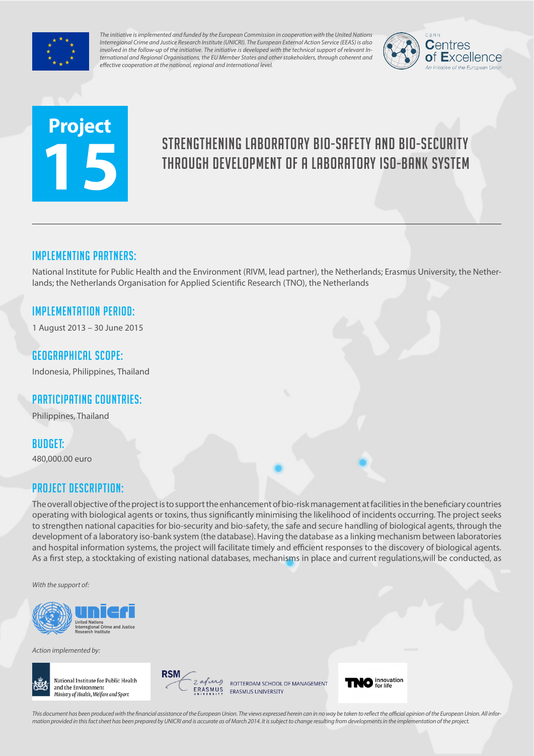*The initiative is implemented and funded by the European Commission in cooperation with the United Nations Interregional Crime and Justice Research Institute (UNICRI). The European External Action Service (EEAS) is also involved in the follow-up of the initiative. The initiative is developed with the technical support of relevant International and Regional Organisations, the EU Member States and other stakeholders, through coherent and effective cooperation at the national, regional and international level.*

CBRN Centres of Excellence
An initiative of the European Union

# Project 15

# STRENGTHENING LABORATORY BIO-SAFETY AND BIO-SECURITY THROUGH DEVELOPMENT OF A LABORATORY ISO-BANK SYSTEM

## IMPLEMENTING PARTNERS:

National Institute for Public Health and the Environment (RIVM, lead partner), the Netherlands; Erasmus University, the Netherlands; the Netherlands Organisation for Applied Scientific Research (TNO), the Netherlands

## IMPLEMENTATION PERIOD:

1 August 2013 – 30 June 2015

## GEOGRAPHICAL SCOPE:

Indonesia, Philippines, Thailand

## PARTICIPATING COUNTRIES:

Philippines, Thailand

## BUDGET:

480,000.00 euro

## PROJECT DESCRIPTION:

The overall objective of the project is to support the enhancement of bio-risk management at facilities in the beneficiary countries operating with biological agents or toxins, thus significantly minimising the likelihood of incidents occurring. The project seeks to strengthen national capacities for bio-security and bio-safety, the safe and secure handling of biological agents, through the development of a laboratory iso-bank system (the database). Having the database as a linking mechanism between laboratories and hospital information systems, the project will facilitate timely and efficient responses to the discovery of biological agents. As a first step, a stocktaking of existing national databases, mechanisms in place and current regulations,will be conducted, as

*With the support of:*

unicri — United Nations Interregional Crime and Justice Research Institute

*Action implemented by:*

National Institute for Public Health and the Environment — *Ministry of Health, Welfare and Sport*

RSM Erasmus University — ROTTERDAM SCHOOL OF MANAGEMENT ERASMUS UNIVERSITY

TNO innovation for life

*This document has been produced with the financial assistance of the European Union. The views expressed herein can in no way be taken to reflect the official opinion of the European Union. All information provided in this fact sheet has been prepared by UNICRI and is accurate as of March 2014. It is subject to change resulting from developments in the implementation of the project.*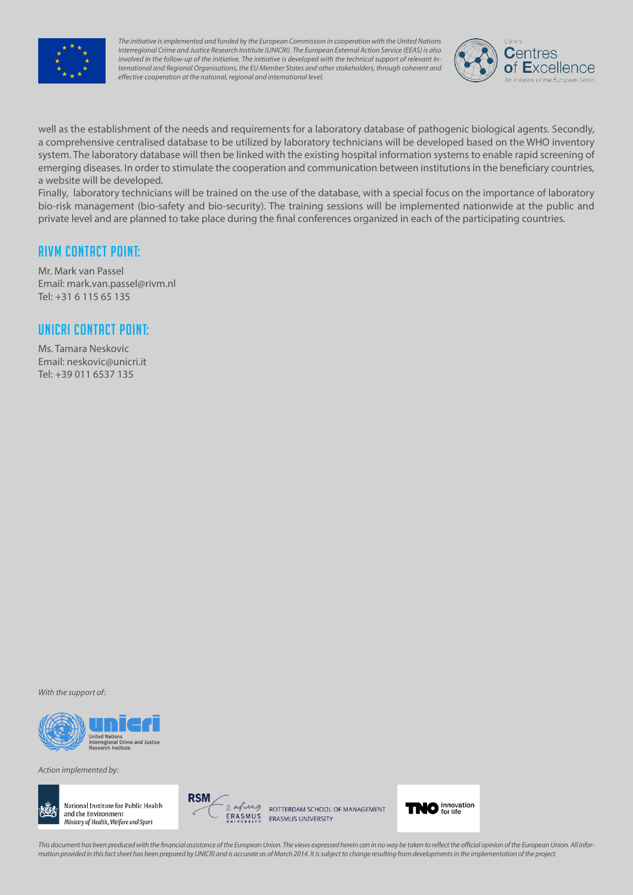*The initiative is implemented and funded by the European Commission in cooperation with the United Nations Interregional Crime and Justice Research Institute (UNICRI). The European External Action Service (EEAS) is also involved in the follow-up of the initiative. The initiative is developed with the technical support of relevant International and Regional Organisations, the EU Member States and other stakeholders, through coherent and effective cooperation at the national, regional and international level.*

CBRN Centres of Excellence
*An initiative of the European Union*

well as the establishment of the needs and requirements for a laboratory database of pathogenic biological agents. Secondly, a comprehensive centralised database to be utilized by laboratory technicians will be developed based on the WHO inventory system. The laboratory database will then be linked with the existing hospital information systems to enable rapid screening of emerging diseases. In order to stimulate the cooperation and communication between institutions in the beneficiary countries, a website will be developed.

Finally, laboratory technicians will be trained on the use of the database, with a special focus on the importance of laboratory bio-risk management (bio-safety and bio-security). The training sessions will be implemented nationwide at the public and private level and are planned to take place during the final conferences organized in each of the participating countries.

## RIVM CONTACT POINT:

Mr. Mark van Passel
Email: mark.van.passel@rivm.nl
Tel: +31 6 115 65 135

## UNICRI CONTACT POINT:

Ms. Tamara Neskovic
Email: neskovic@unicri.it
Tel: +39 011 6537 135

*With the support of:*

unicri
United Nations Interregional Crime and Justice Research Institute

*Action implemented by:*

National Institute for Public Health and the Environment
*Ministry of Health, Welfare and Sport*

RSM Erasmus University — Rotterdam School of Management Erasmus University

TNO innovation for life

*This document has been produced with the financial assistance of the European Union. The views expressed herein can in no way be taken to reflect the official opinion of the European Union. All information provided in this fact sheet has been prepared by UNICRI and is accurate as of March 2014. It is subject to change resulting from developments in the implementation of the project.*